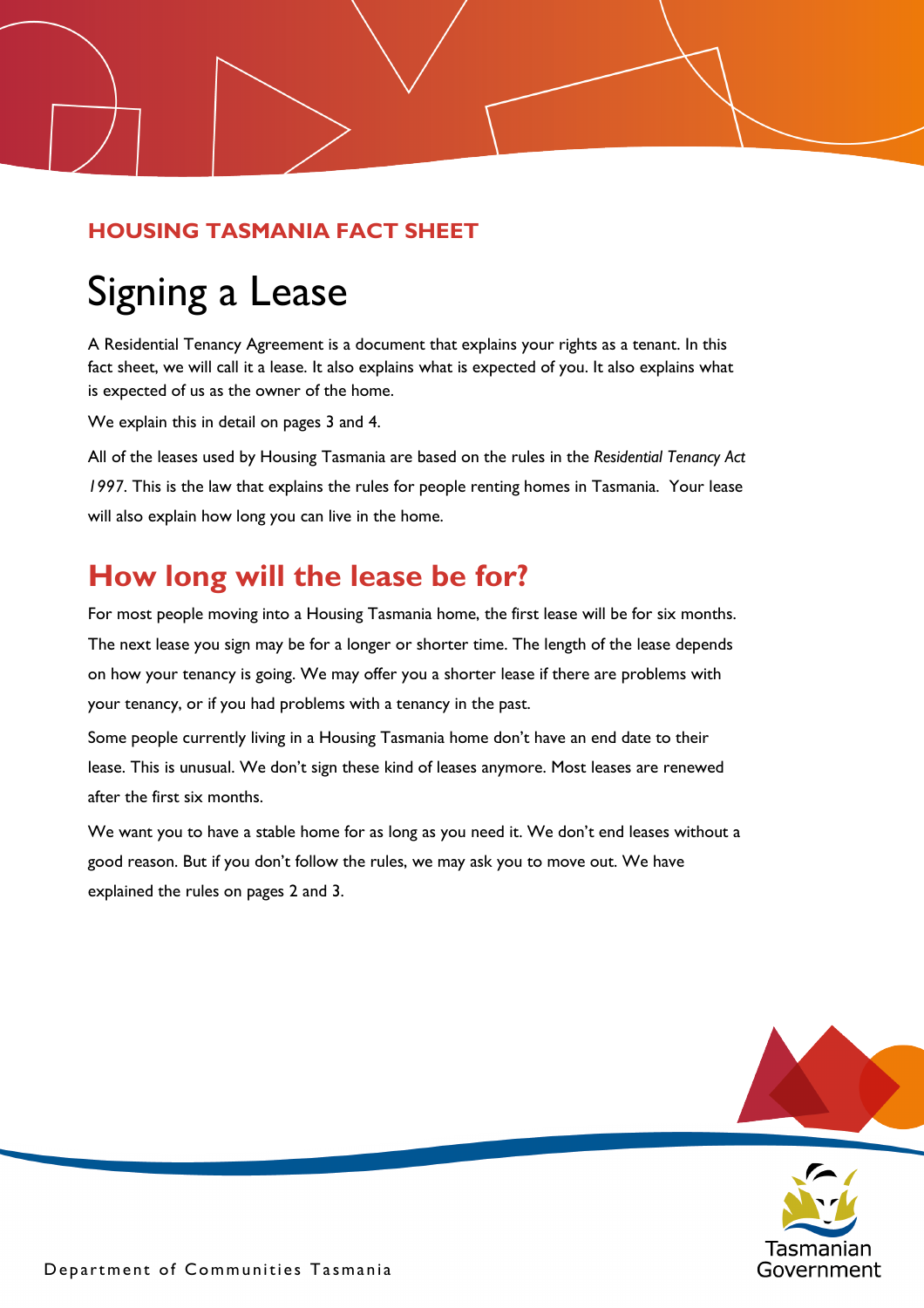**HOUSING TASMANIA FACT SHEET**

# Signing a Lease

A Residential Tenancy Agreement is a document that explains your rights as a tenant. In this fact sheet, we will call it a lease. It also explains what is expected of you. It also explains what is expected of us as the owner of the home.

We explain this in detail on pages 3 and 4.

All of the leases used by Housing Tasmania are based on the rules in the *Residential Tenancy Act 1997*. This is the law that explains the rules for people renting homes in Tasmania. Your lease will also explain how long you can live in the home.

## How long will the lease be for?

For most people moving into a Housing Tasmania home, the first lease will be for six months. The next lease you sign may be for a longer or shorter time. The length of the lease depends on how your tenancy is going. We may offer you a shorter lease if there are problems with your tenancy, or if you had problems with a tenancy in the past.

Some people currently living in a Housing Tasmania home don't have an end date to their lease. This is unusual. We don't sign these kind of leases anymore. Most leases are renewed after the first six months.

We want you to have a stable home for as long as you need it. We don't end leases without a good reason. But if you don't follow the rules, we may ask you to move out. We have explained the rules on pages 2 and 3.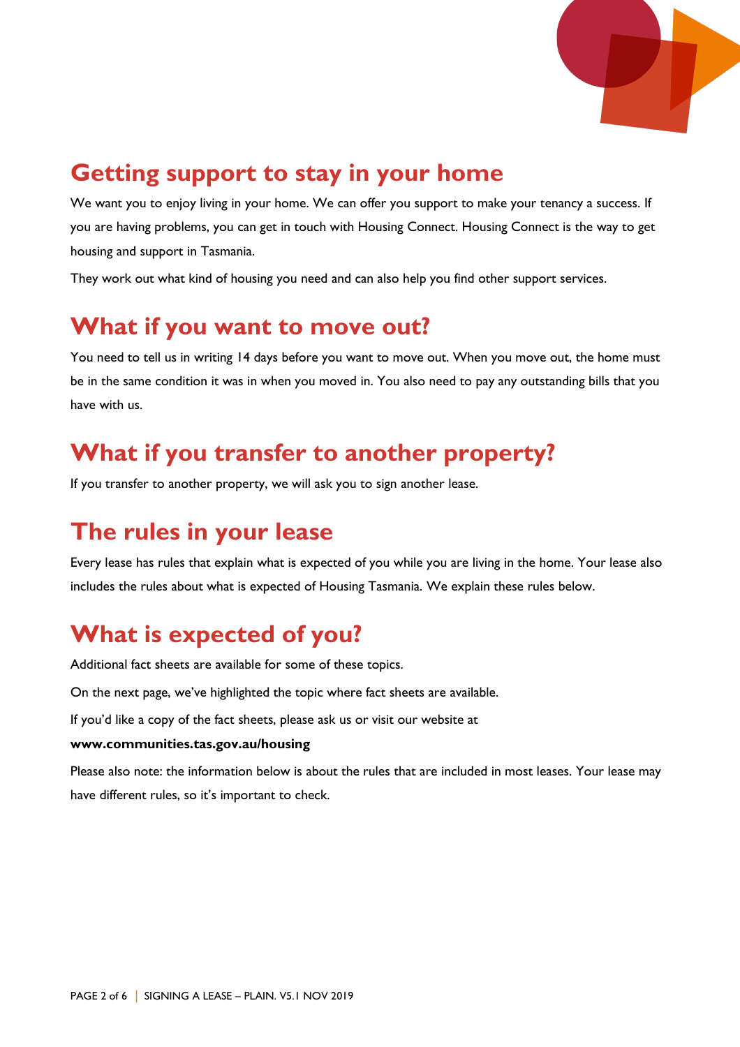## Getting support to stay in your home

We want you to enjoy living in your home. We can offer you support to make your tenancy a success. If you are having problems, you can get in touch with Housing Connect. Housing Connect is the way to get housing and support in Tasmania.

They work out what kind of housing you need and can also help you find other support services.

## What if you want to move out?

You need to tell us in writing 14 days before you want to move out. When you move out, the home must be in the same condition it was in when you moved in. You also need to pay any outstanding bills that you have with us.

## What if you transfer to another property?

If you transfer to another property, we will ask you to sign another lease.

## The rules in your lease

Every lease has rules that explain what is expected of you while you are living in the home. Your lease also includes the rules about what is expected of Housing Tasmania. We explain these rules below.

## What is expected of you?

Additional fact sheets are available for some of these topics.

On the next page, we've highlighted the topic where fact sheets are available.

If you'd like a copy of the fact sheets, please ask us or visit our website at

**www.communities.tas.gov.au/housing**

Please also note: the information below is about the rules that are included in most leases. Your lease may have different rules, so it's important to check.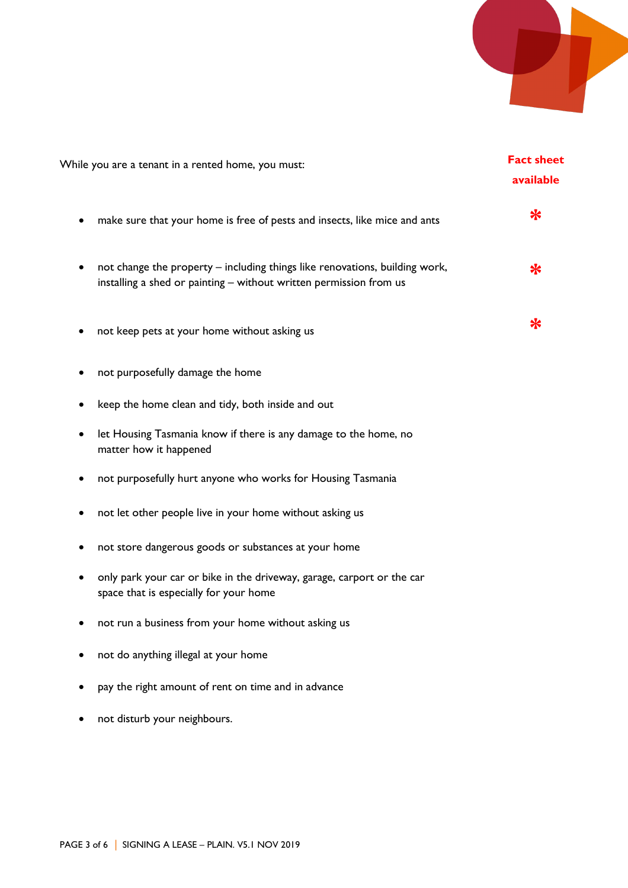While you are a tenant in a rented home, you must:

**Fact sheet available**

- make sure that your home is free of pests and insects, like mice and ants ✻
- not change the property – including things like renovations, building work, installing a shed or painting – without written permission from us ✻
- not keep pets at your home without asking us ✻
- not purposefully damage the home
- keep the home clean and tidy, both inside and out
- let Housing Tasmania know if there is any damage to the home, no matter how it happened
- not purposefully hurt anyone who works for Housing Tasmania
- not let other people live in your home without asking us
- not store dangerous goods or substances at your home
- only park your car or bike in the driveway, garage, carport or the car space that is especially for your home
- not run a business from your home without asking us
- not do anything illegal at your home
- pay the right amount of rent on time and in advance
- not disturb your neighbours.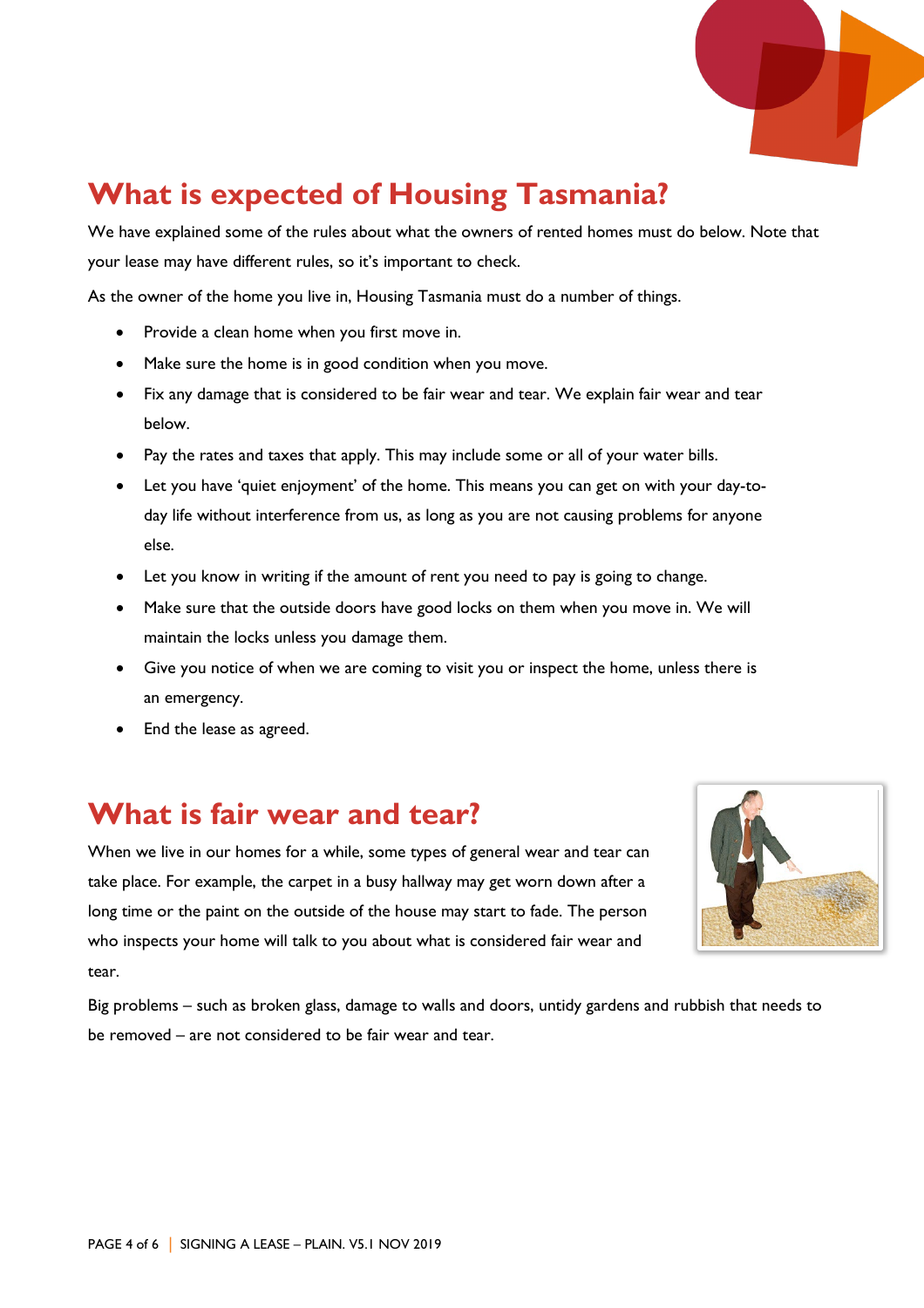## What is expected of Housing Tasmania?

We have explained some of the rules about what the owners of rented homes must do below. Note that your lease may have different rules, so it's important to check.

As the owner of the home you live in, Housing Tasmania must do a number of things.

- Provide a clean home when you first move in.
- Make sure the home is in good condition when you move.
- Fix any damage that is considered to be fair wear and tear. We explain fair wear and tear below.
- Pay the rates and taxes that apply. This may include some or all of your water bills.
- Let you have 'quiet enjoyment' of the home. This means you can get on with your day-to-day life without interference from us, as long as you are not causing problems for anyone else.
- Let you know in writing if the amount of rent you need to pay is going to change.
- Make sure that the outside doors have good locks on them when you move in. We will maintain the locks unless you damage them.
- Give you notice of when we are coming to visit you or inspect the home, unless there is an emergency.
- End the lease as agreed.

## What is fair wear and tear?

When we live in our homes for a while, some types of general wear and tear can take place. For example, the carpet in a busy hallway may get worn down after a long time or the paint on the outside of the house may start to fade. The person who inspects your home will talk to you about what is considered fair wear and tear.

Big problems – such as broken glass, damage to walls and doors, untidy gardens and rubbish that needs to be removed – are not considered to be fair wear and tear.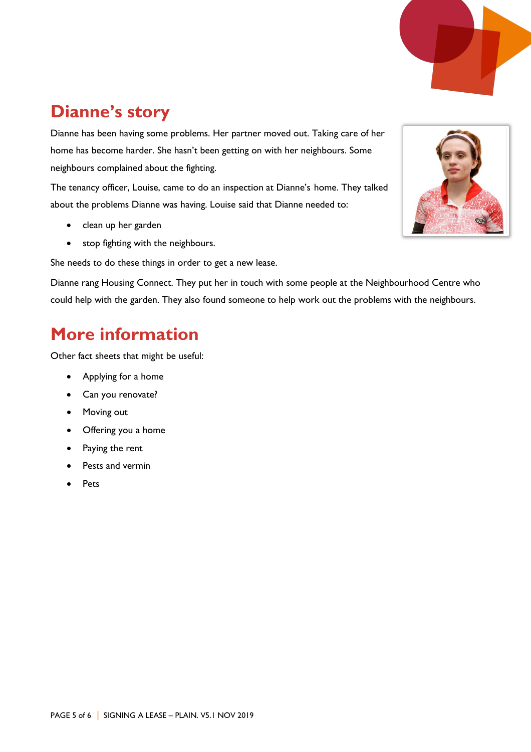## Dianne's story

Dianne has been having some problems. Her partner moved out. Taking care of her home has become harder. She hasn't been getting on with her neighbours. Some neighbours complained about the fighting.

The tenancy officer, Louise, came to do an inspection at Dianne's home. They talked about the problems Dianne was having. Louise said that Dianne needed to:

- clean up her garden
- stop fighting with the neighbours.

She needs to do these things in order to get a new lease.

Dianne rang Housing Connect. They put her in touch with some people at the Neighbourhood Centre who could help with the garden. They also found someone to help work out the problems with the neighbours.

## More information

Other fact sheets that might be useful:

- Applying for a home
- Can you renovate?
- Moving out
- Offering you a home
- Paying the rent
- Pests and vermin
- Pets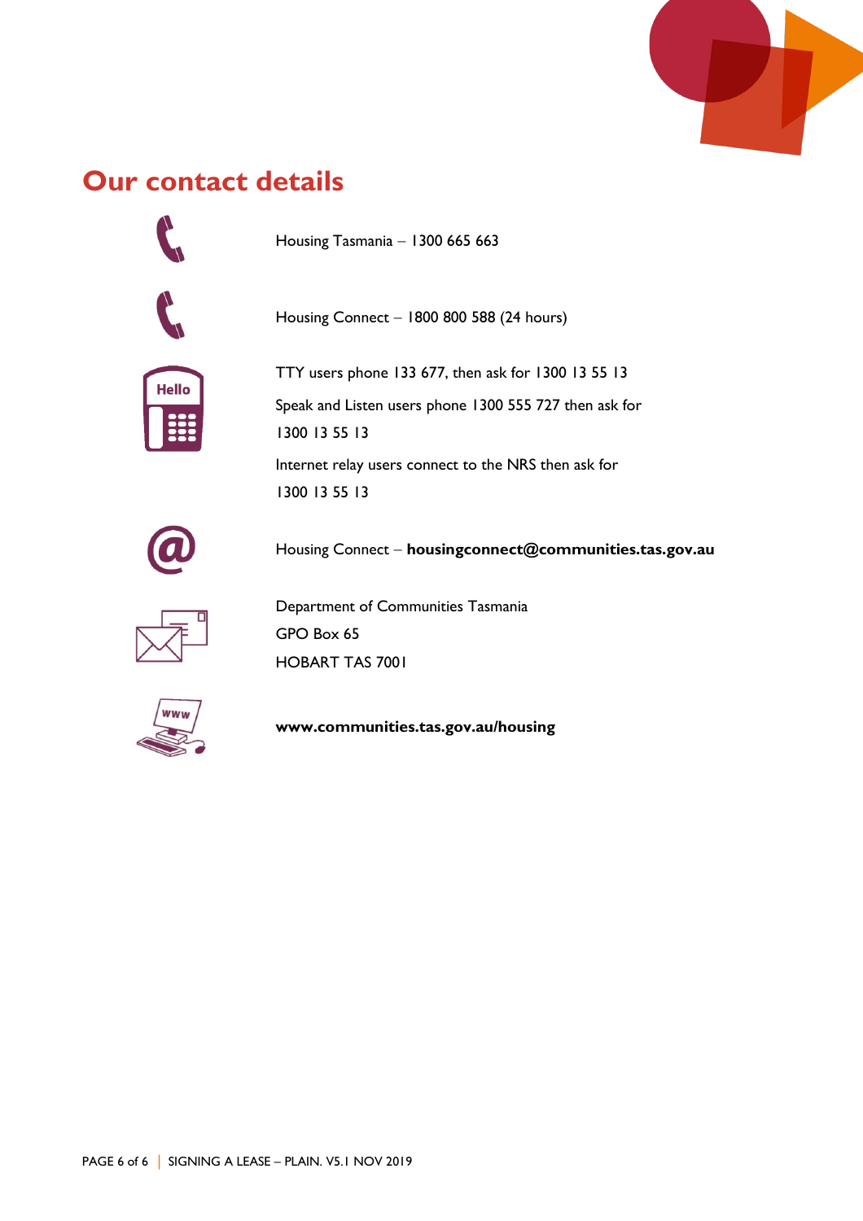# Our contact details

Housing Tasmania – 1300 665 663

Housing Connect – 1800 800 588 (24 hours)

TTY users phone 133 677, then ask for 1300 13 55 13

Speak and Listen users phone 1300 555 727 then ask for 1300 13 55 13

Internet relay users connect to the NRS then ask for 1300 13 55 13

Housing Connect – **housingconnect@communities.tas.gov.au**

Department of Communities Tasmania
GPO Box 65
HOBART TAS 7001

**www.communities.tas.gov.au/housing**